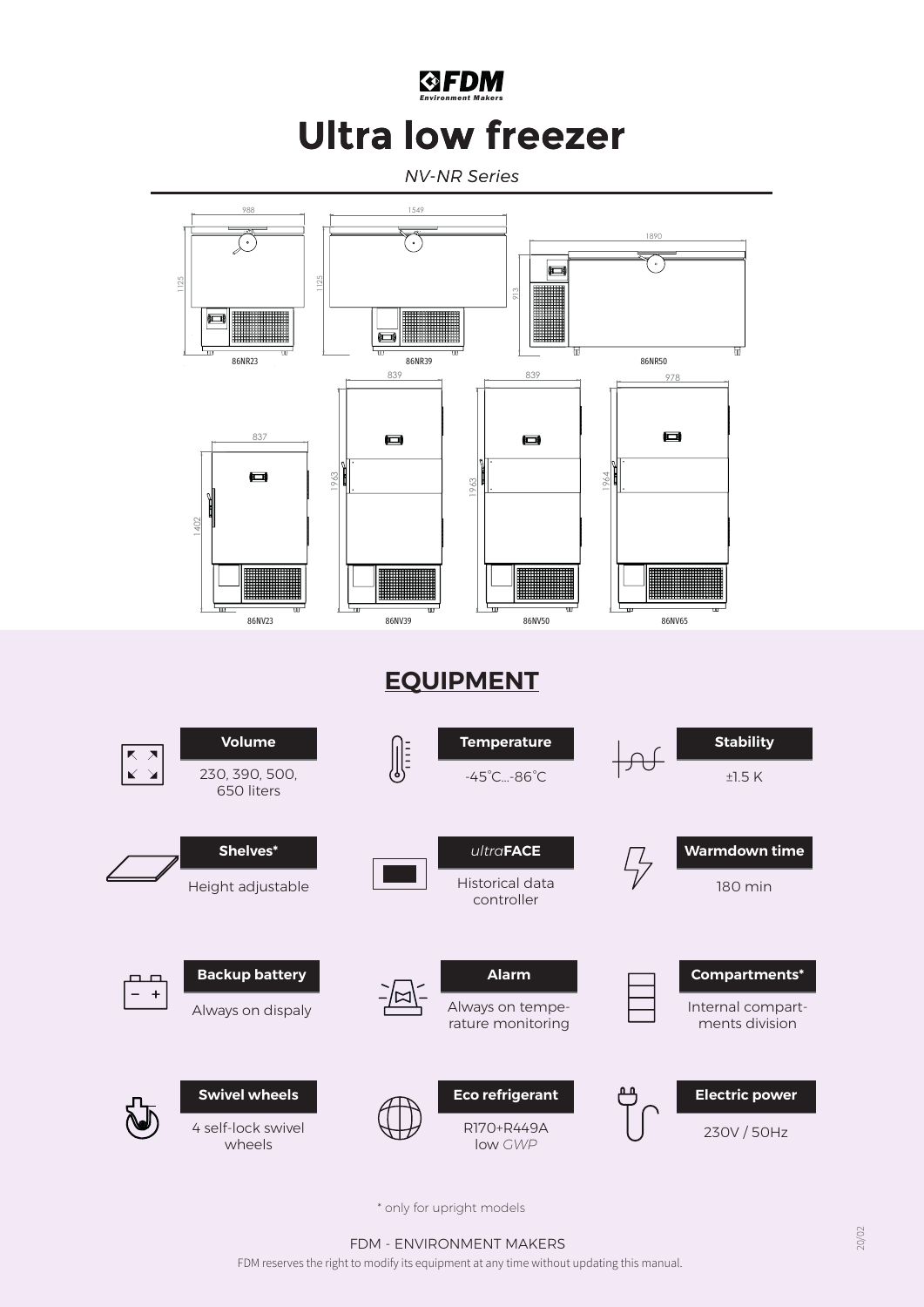# Ultra low freezer

*NV-NR Series*

988
1125
86NR23

1549
1125
86NR39

1890
913
86NR50

837
1402
86NV23

839
1963
86NV39

839
1963
86NV50

978
1964
86NV65

## EQUIPMENT

**Volume**
230, 390, 500, 650 liters

**Temperature**
-45˚C...-86˚C

**Stability**
±1.5 K

**Shelves***
Height adjustable

*ultra***FACE**
Historical data controller

**Warmdown time**
180 min

**Backup battery**
Always on dispaly

**Alarm**
Always on temperature monitoring

**Compartments***
Internal compartments division

**Swivel wheels**
4 self-lock swivel wheels

**Eco refrigerant**
R170+R449A low *GWP*

**Electric power**
230V / 50Hz

\* only for upright models

FDM - ENVIRONMENT MAKERS

FDM reserves the right to modify its equipment at any time without updating this manual.

20/02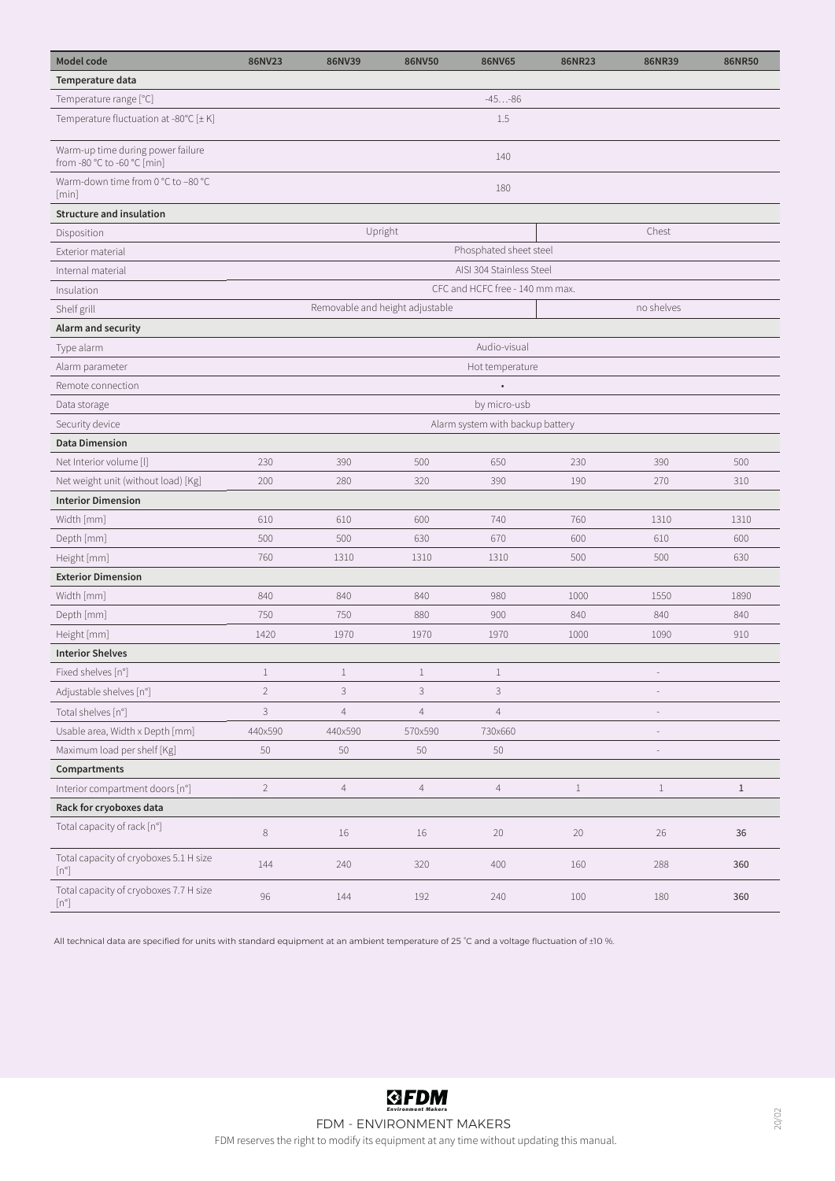| Model code | 86NV23 | 86NV39 | 86NV50 | 86NV65 | 86NR23 | 86NR39 | 86NR50 |
|---|---|---|---|---|---|---|---|
| **Temperature data** | | | | | | | |
| Temperature range [°C] | -45….-86 | | | | | | |
| Temperature fluctuation at -80°C [± K] | 1.5 | | | | | | |
| Warm-up time during power failure from -80 °C to -60 °C [min] | 140 | | | | | | |
| Warm-down time from 0 °C to –80 °C [min] | 180 | | | | | | |
| **Structure and insulation** | | | | | | | |
| Disposition | Upright | | | | Chest | | |
| Exterior material | Phosphated sheet steel | | | | | | |
| Internal material | AISI 304 Stainless Steel | | | | | | |
| Insulation | CFC and HCFC free - 140 mm max. | | | | | | |
| Shelf grill | Removable and height adjustable | | | | no shelves | | |
| **Alarm and security** | | | | | | | |
| Type alarm | Audio-visual | | | | | | |
| Alarm parameter | Hot temperature | | | | | | |
| Remote connection | • | | | | | | |
| Data storage | by micro-usb | | | | | | |
| Security device | Alarm system with backup battery | | | | | | |
| **Data Dimension** | | | | | | | |
| Net Interior volume [l] | 230 | 390 | 500 | 650 | 230 | 390 | 500 |
| Net weight unit (without load) [Kg] | 200 | 280 | 320 | 390 | 190 | 270 | 310 |
| **Interior Dimension** | | | | | | | |
| Width [mm] | 610 | 610 | 600 | 740 | 760 | 1310 | 1310 |
| Depth [mm] | 500 | 500 | 630 | 670 | 600 | 610 | 600 |
| Height [mm] | 760 | 1310 | 1310 | 1310 | 500 | 500 | 630 |
| **Exterior Dimension** | | | | | | | |
| Width [mm] | 840 | 840 | 840 | 980 | 1000 | 1550 | 1890 |
| Depth [mm] | 750 | 750 | 880 | 900 | 840 | 840 | 840 |
| Height [mm] | 1420 | 1970 | 1970 | 1970 | 1000 | 1090 | 910 |
| **Interior Shelves** | | | | | | | |
| Fixed shelves [n°] | 1 | 1 | 1 | 1 | | - | |
| Adjustable shelves [n°] | 2 | 3 | 3 | 3 | | - | |
| Total shelves [n°] | 3 | 4 | 4 | 4 | | - | |
| Usable area, Width x Depth [mm] | 440x590 | 440x590 | 570x590 | 730x660 | | - | |
| Maximum load per shelf [Kg] | 50 | 50 | 50 | 50 | | - | |
| **Compartments** | | | | | | | |
| Interior compartment doors [n°] | 2 | 4 | 4 | 4 | 1 | 1 | 1 |
| **Rack for cryoboxes data** | | | | | | | |
| Total capacity of rack [n°] | 8 | 16 | 16 | 20 | 20 | 26 | 36 |
| Total capacity of cryoboxes 5.1 H size [n°] | 144 | 240 | 320 | 400 | 160 | 288 | 360 |
| Total capacity of cryoboxes 7.7 H size [n°] | 96 | 144 | 192 | 240 | 100 | 180 | 360 |

All technical data are specified for units with standard equipment at an ambient temperature of 25 °C and a voltage fluctuation of ±10 %.

FDM - ENVIRONMENT MAKERS

FDM reserves the right to modify its equipment at any time without updating this manual.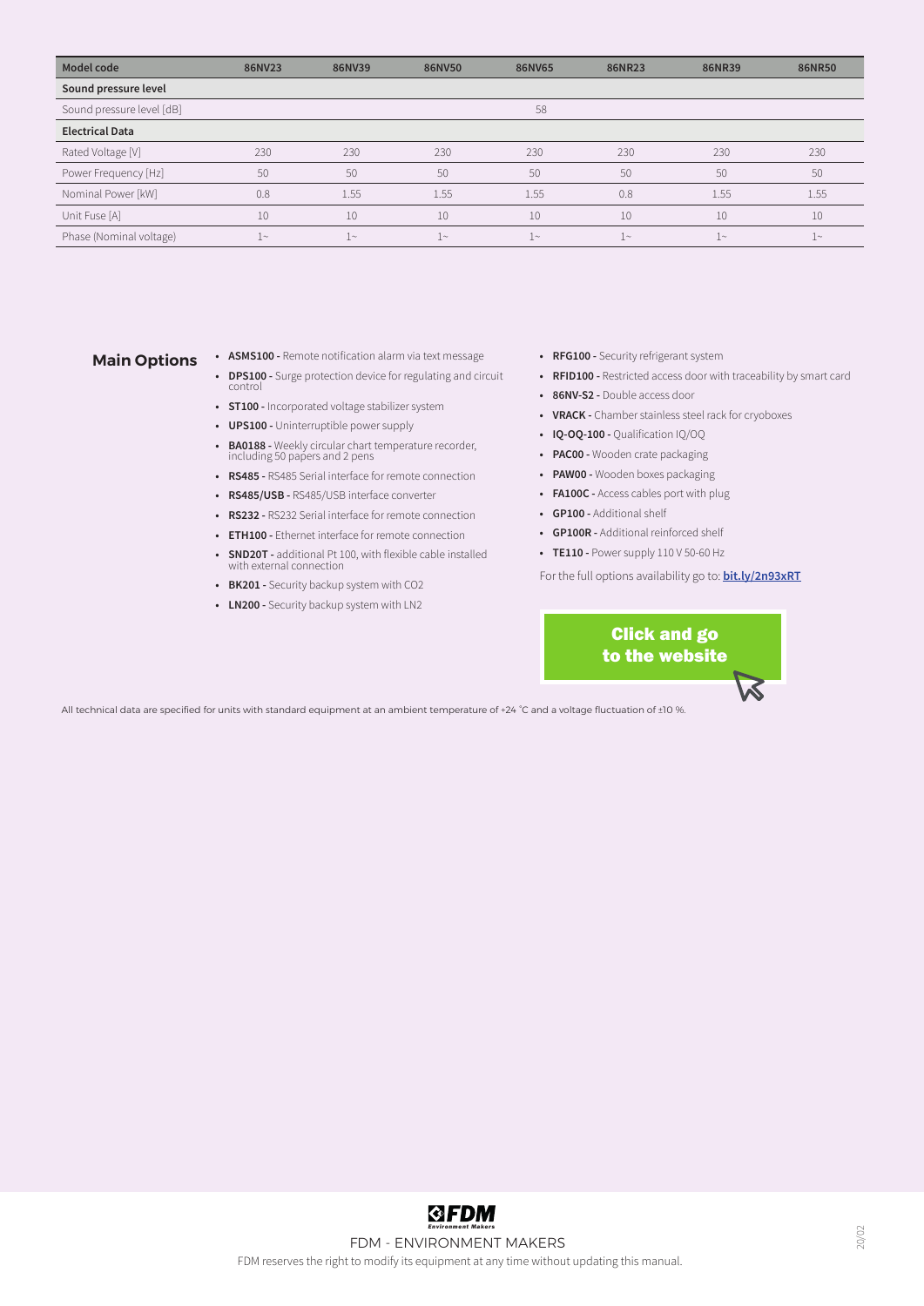| Model code | 86NV23 | 86NV39 | 86NV50 | 86NV65 | 86NR23 | 86NR39 | 86NR50 |
|---|---|---|---|---|---|---|---|
| **Sound pressure level** | | | | | | | |
| Sound pressure level [dB] | | | | 58 | | | |
| **Electrical Data** | | | | | | | |
| Rated Voltage [V] | 230 | 230 | 230 | 230 | 230 | 230 | 230 |
| Power Frequency [Hz] | 50 | 50 | 50 | 50 | 50 | 50 | 50 |
| Nominal Power [kW] | 0.8 | 1.55 | 1.55 | 1.55 | 0.8 | 1.55 | 1.55 |
| Unit Fuse [A] | 10 | 10 | 10 | 10 | 10 | 10 | 10 |
| Phase (Nominal voltage) | 1~ | 1~ | 1~ | 1~ | 1~ | 1~ | 1~ |

## Main Options

- **ASMS100 -** Remote notification alarm via text message
- **DPS100 -** Surge protection device for regulating and circuit control
- **ST100 -** Incorporated voltage stabilizer system
- **UPS100 -** Uninterruptible power supply
- **BA0188 -** Weekly circular chart temperature recorder, including 50 papers and 2 pens
- **RS485 -** RS485 Serial interface for remote connection
- **RS485/USB -** RS485/USB interface converter
- **RS232 -** RS232 Serial interface for remote connection
- **ETH100 -** Ethernet interface for remote connection
- **SND20T -** additional Pt 100, with flexible cable installed with external connection
- **BK201 -** Security backup system with CO2
- **LN200 -** Security backup system with LN2
- **RFG100 -** Security refrigerant system
- **RFID100 -** Restricted access door with traceability by smart card
- **86NV-S2 -** Double access door
- **VRACK -** Chamber stainless steel rack for cryoboxes
- **IQ-OQ-100 -** Qualification IQ/OQ
- **PAC00 -** Wooden crate packaging
- **PAW00 -** Wooden boxes packaging
- **FA100C -** Access cables port with plug
- **GP100 -** Additional shelf
- **GP100R -** Additional reinforced shelf
- **TE110 -** Power supply 110 V 50-60 Hz

For the full options availability go to: **bit.ly/2n93xRT**

**Click and go to the website**

All technical data are specified for units with standard equipment at an ambient temperature of +24 °C and a voltage fluctuation of ±10 %.

FDM - ENVIRONMENT MAKERS

FDM reserves the right to modify its equipment at any time without updating this manual.